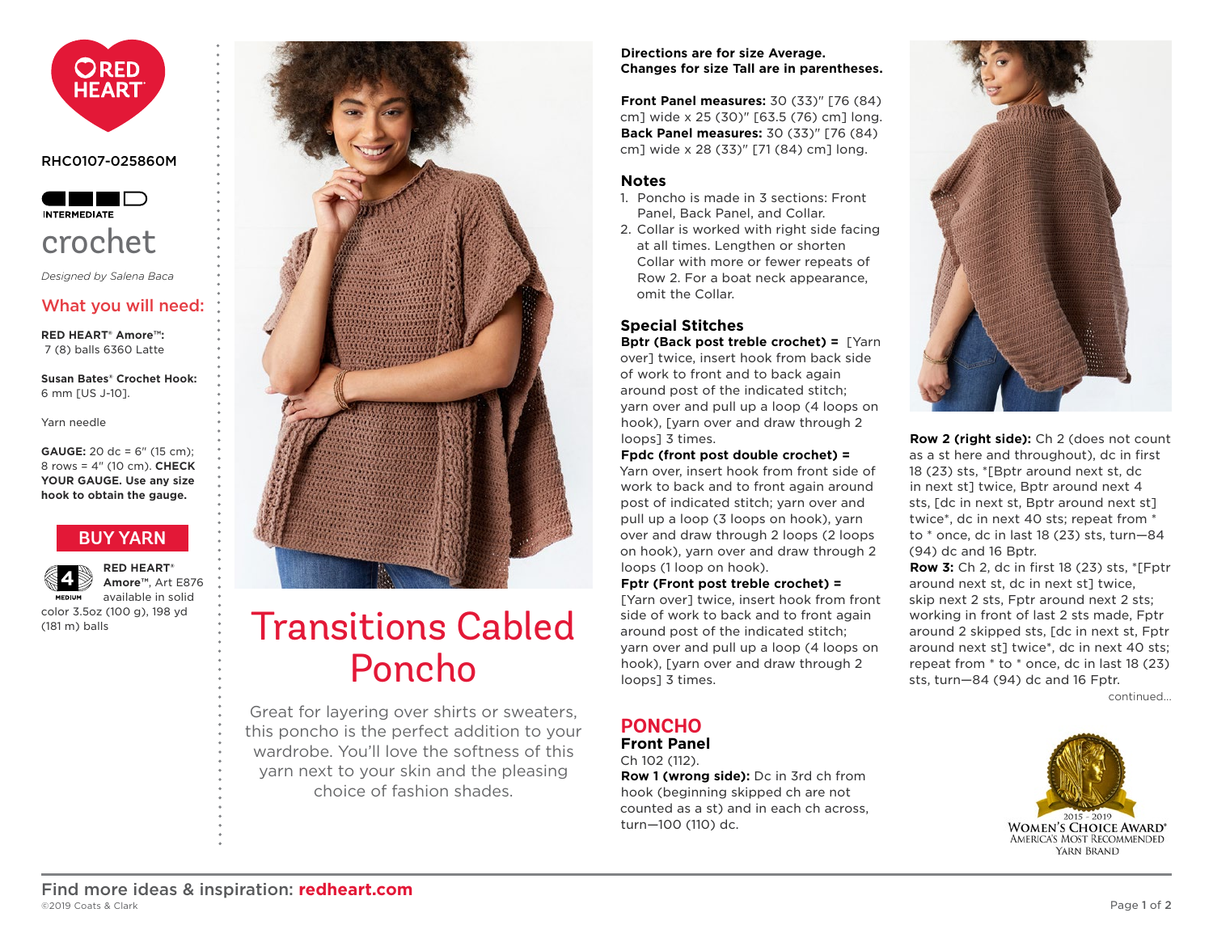RED HEART

RHC0107-025860M

INTERMEDIATE

crochet

*Designed by Salena Baca*

## What you will need:

**RED HEART® Amore™:** 7 (8) balls 6360 Latte

**Susan Bates® Crochet Hook:** 6 mm [US J-10].

Yarn needle

**GAUGE:** 20 dc = 6" (15 cm); 8 rows = 4" (10 cm). **CHECK YOUR GAUGE. Use any size hook to obtain the gauge.**

BUY YARN

4 MEDIUM

**RED HEART® Amore™**, Art E876 available in solid color 3.5oz (100 g), 198 yd (181 m) balls

# Transitions Cabled Poncho

Great for layering over shirts or sweaters, this poncho is the perfect addition to your wardrobe. You'll love the softness of this yarn next to your skin and the pleasing choice of fashion shades.

**Directions are for size Average. Changes for size Tall are in parentheses.**

**Front Panel measures:** 30 (33)" [76 (84) cm] wide x 25 (30)" [63.5 (76) cm] long.
**Back Panel measures:** 30 (33)" [76 (84) cm] wide x 28 (33)" [71 (84) cm] long.

## Notes

1. Poncho is made in 3 sections: Front Panel, Back Panel, and Collar.
2. Collar is worked with right side facing at all times. Lengthen or shorten Collar with more or fewer repeats of Row 2. For a boat neck appearance, omit the Collar.

## Special Stitches

**Bptr (Back post treble crochet) =** [Yarn over] twice, insert hook from back side of work to front and to back again around post of the indicated stitch; yarn over and pull up a loop (4 loops on hook), [yarn over and draw through 2 loops] 3 times.

**Fpdc (front post double crochet) =** Yarn over, insert hook from front side of work to back and to front again around post of indicated stitch; yarn over and pull up a loop (3 loops on hook), yarn over and draw through 2 loops (2 loops on hook), yarn over and draw through 2 loops (1 loop on hook).

**Fptr (Front post treble crochet) =** [Yarn over] twice, insert hook from front side of work to back and to front again around post of the indicated stitch; yarn over and pull up a loop (4 loops on hook), [yarn over and draw through 2 loops] 3 times.

## PONCHO

### Front Panel

Ch 102 (112).

**Row 1 (wrong side):** Dc in 3rd ch from hook (beginning skipped ch are not counted as a st) and in each ch across, turn—100 (110) dc.

**Row 2 (right side):** Ch 2 (does not count as a st here and throughout), dc in first 18 (23) sts, *[Bptr around next st, dc in next st] twice, Bptr around next 4 sts, [dc in next st, Bptr around next st] twice*, dc in next 40 sts; repeat from * to * once, dc in last 18 (23) sts, turn—84 (94) dc and 16 Bptr.

**Row 3:** Ch 2, dc in first 18 (23) sts, *[Fptr around next st, dc in next st] twice, skip next 2 sts, Fptr around next 2 sts; working in front of last 2 sts made, Fptr around 2 skipped sts, [dc in next st, Fptr around next st] twice*, dc in next 40 sts; repeat from * to * once, dc in last 18 (23) sts, turn—84 (94) dc and 16 Fptr.

continued...

2015 - 2019 WOMEN'S CHOICE AWARD® AMERICA'S MOST RECOMMENDED YARN BRAND

Find more ideas & inspiration: **redheart.com**

©2019 Coats & Clark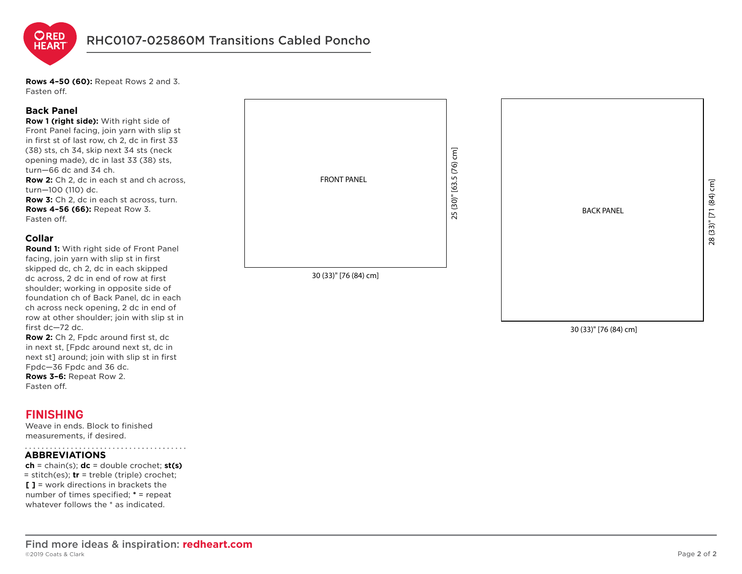**Rows 4–50 (60):** Repeat Rows 2 and 3. Fasten off.

### Back Panel

**Row 1 (right side):** With right side of Front Panel facing, join yarn with slip st in first st of last row, ch 2, dc in first 33 (38) sts, ch 34, skip next 34 sts (neck opening made), dc in last 33 (38) sts, turn—66 dc and 34 ch.
**Row 2:** Ch 2, dc in each st and ch across, turn—100 (110) dc.
**Row 3:** Ch 2, dc in each st across, turn.
**Rows 4–56 (66):** Repeat Row 3. Fasten off.

### Collar

**Round 1:** With right side of Front Panel facing, join yarn with slip st in first skipped dc, ch 2, dc in each skipped dc across, 2 dc in end of row at first shoulder; working in opposite side of foundation ch of Back Panel, dc in each ch across neck opening, 2 dc in end of row at other shoulder; join with slip st in first dc—72 dc.
**Row 2:** Ch 2, Fpdc around first st, dc in next st, [Fpdc around next st, dc in next st] around; join with slip st in first Fpdc—36 Fpdc and 36 dc.
**Rows 3–6:** Repeat Row 2. Fasten off.

FRONT PANEL

25 (30)" [63.5 (76) cm]

30 (33)" [76 (84) cm]

BACK PANEL

28 (33)" [71 (84) cm]

30 (33)" [76 (84) cm]

## FINISHING

Weave in ends. Block to finished measurements, if desired.

## ABBREVIATIONS

**ch** = chain(s); **dc** = double crochet; **st(s)** = stitch(es); **tr** = treble (triple) crochet; **[ ]** = work directions in brackets the number of times specified; **\*** = repeat whatever follows the \* as indicated.